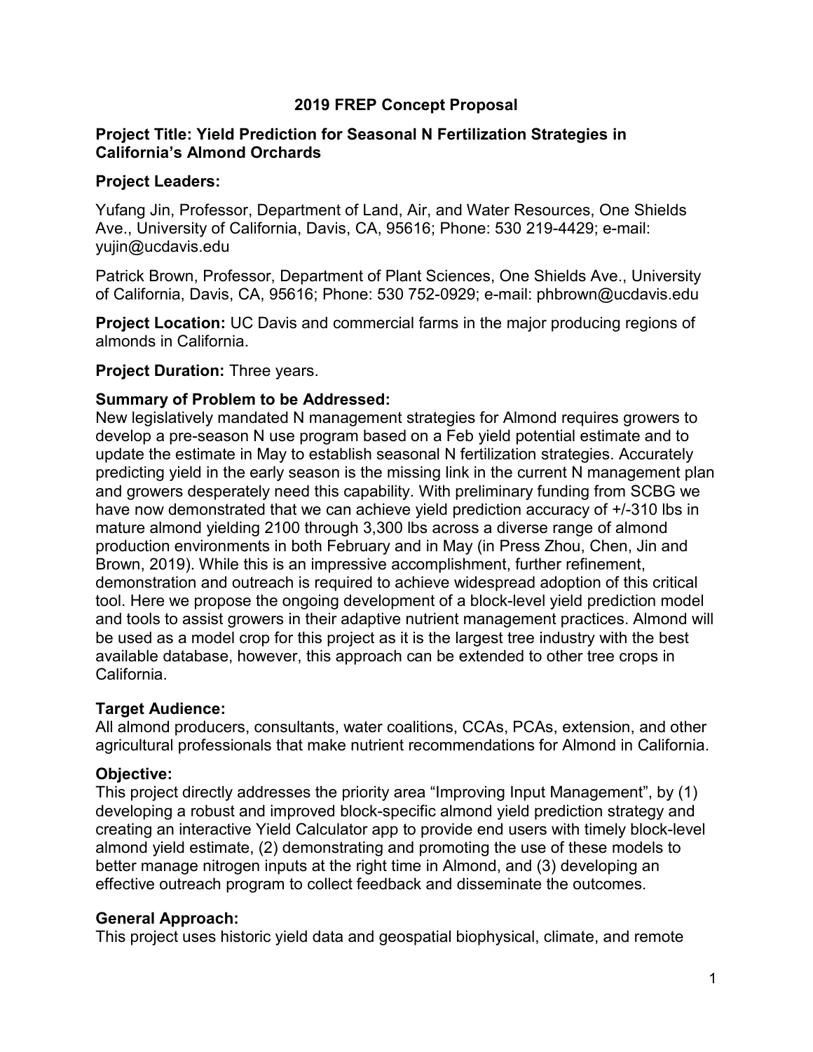# 2019 FREP Concept Proposal

**Project Title: Yield Prediction for Seasonal N Fertilization Strategies in California's Almond Orchards**

**Project Leaders:**

Yufang Jin, Professor, Department of Land, Air, and Water Resources, One Shields Ave., University of California, Davis, CA, 95616; Phone: 530 219-4429; e-mail: yujin@ucdavis.edu

Patrick Brown, Professor, Department of Plant Sciences, One Shields Ave., University of California, Davis, CA, 95616; Phone: 530 752-0929; e-mail: phbrown@ucdavis.edu

**Project Location:** UC Davis and commercial farms in the major producing regions of almonds in California.

**Project Duration:** Three years.

**Summary of Problem to be Addressed:**

New legislatively mandated N management strategies for Almond requires growers to develop a pre-season N use program based on a Feb yield potential estimate and to update the estimate in May to establish seasonal N fertilization strategies. Accurately predicting yield in the early season is the missing link in the current N management plan and growers desperately need this capability. With preliminary funding from SCBG we have now demonstrated that we can achieve yield prediction accuracy of +/-310 lbs in mature almond yielding 2100 through 3,300 lbs across a diverse range of almond production environments in both February and in May (in Press Zhou, Chen, Jin and Brown, 2019). While this is an impressive accomplishment, further refinement, demonstration and outreach is required to achieve widespread adoption of this critical tool. Here we propose the ongoing development of a block-level yield prediction model and tools to assist growers in their adaptive nutrient management strategies. Almond will be used as a model crop for this project as it is the largest tree industry with the best available database, however, this approach can be extended to other tree crops in California.

**Target Audience:**

All almond producers, consultants, water coalitions, CCAs, PCAs, extension, and other agricultural professionals that make nutrient recommendations for Almond in California.

**Objective:**

This project directly addresses the priority area "Improving Input Management", by (1) developing a robust and improved block-specific almond yield prediction strategy and creating an interactive Yield Calculator app to provide end users with timely block-level almond yield estimate, (2) demonstrating and promoting the use of these models to better manage nitrogen inputs at the right time in Almond, and (3) developing an effective outreach program to collect feedback and disseminate the outcomes.

**General Approach:**

This project uses historic yield data and geospatial biophysical, climate, and remote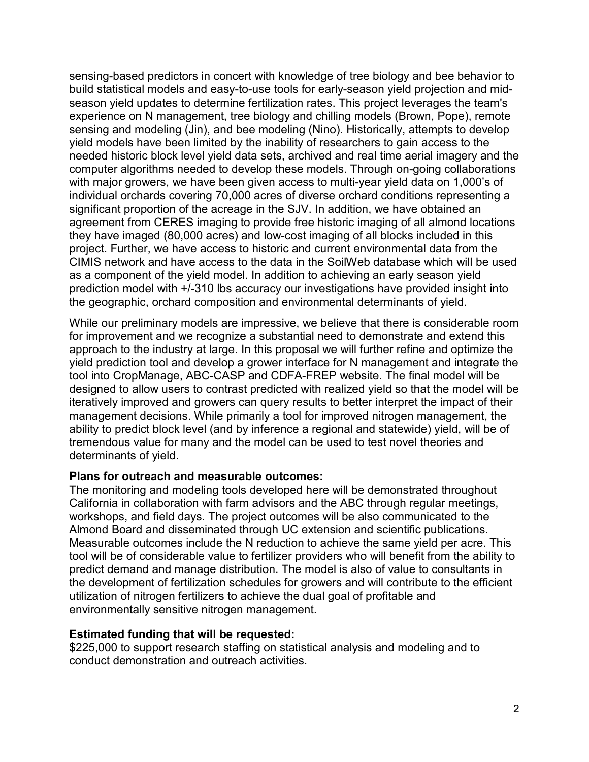sensing-based predictors in concert with knowledge of tree biology and bee behavior to build statistical models and easy-to-use tools for early-season yield projection and mid-season yield updates to determine fertilization rates. This project leverages the team's experience on N management, tree biology and chilling models (Brown, Pope), remote sensing and modeling (Jin), and bee modeling (Nino). Historically, attempts to develop yield models have been limited by the inability of researchers to gain access to the needed historic block level yield data sets, archived and real time aerial imagery and the computer algorithms needed to develop these models. Through on-going collaborations with major growers, we have been given access to multi-year yield data on 1,000's of individual orchards covering 70,000 acres of diverse orchard conditions representing a significant proportion of the acreage in the SJV. In addition, we have obtained an agreement from CERES imaging to provide free historic imaging of all almond locations they have imaged (80,000 acres) and low-cost imaging of all blocks included in this project. Further, we have access to historic and current environmental data from the CIMIS network and have access to the data in the SoilWeb database which will be used as a component of the yield model. In addition to achieving an early season yield prediction model with +/-310 lbs accuracy our investigations have provided insight into the geographic, orchard composition and environmental determinants of yield.

While our preliminary models are impressive, we believe that there is considerable room for improvement and we recognize a substantial need to demonstrate and extend this approach to the industry at large. In this proposal we will further refine and optimize the yield prediction tool and develop a grower interface for N management and integrate the tool into CropManage, ABC-CASP and CDFA-FREP website. The final model will be designed to allow users to contrast predicted with realized yield so that the model will be iteratively improved and growers can query results to better interpret the impact of their management decisions. While primarily a tool for improved nitrogen management, the ability to predict block level (and by inference a regional and statewide) yield, will be of tremendous value for many and the model can be used to test novel theories and determinants of yield.

**Plans for outreach and measurable outcomes:**

The monitoring and modeling tools developed here will be demonstrated throughout California in collaboration with farm advisors and the ABC through regular meetings, workshops, and field days. The project outcomes will be also communicated to the Almond Board and disseminated through UC extension and scientific publications. Measurable outcomes include the N reduction to achieve the same yield per acre. This tool will be of considerable value to fertilizer providers who will benefit from the ability to predict demand and manage distribution. The model is also of value to consultants in the development of fertilization schedules for growers and will contribute to the efficient utilization of nitrogen fertilizers to achieve the dual goal of profitable and environmentally sensitive nitrogen management.

**Estimated funding that will be requested:**

$225,000 to support research staffing on statistical analysis and modeling and to conduct demonstration and outreach activities.